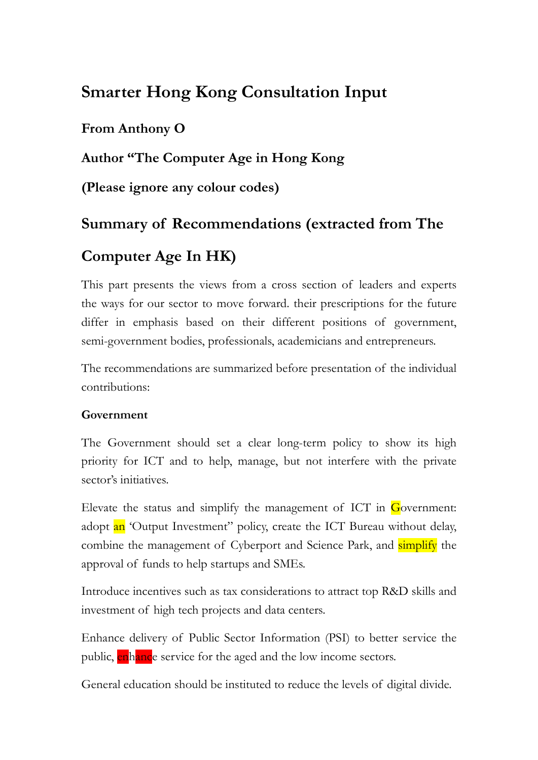# Smarter Hong Kong Consultation Input

### From Anthony O

### Author "The Computer Age in Hong Kong

### (Please ignore any colour codes)

## Summary of Recommendations (extracted from The Computer Age In HK)

This part presents the views from a cross section of leaders and experts the ways for our sector to move forward. their prescriptions for the future differ in emphasis based on their different positions of government, semi-government bodies, professionals, academicians and entrepreneurs.

The recommendations are summarized before presentation of the individual contributions:

**Government**

The Government should set a clear long-term policy to show its high priority for ICT and to help, manage, but not interfere with the private sector's initiatives.

Elevate the status and simplify the management of ICT in Government: adopt an 'Output Investment" policy, create the ICT Bureau without delay, combine the management of Cyberport and Science Park, and simplify the approval of funds to help startups and SMEs.

Introduce incentives such as tax considerations to attract top R&D skills and investment of high tech projects and data centers.

Enhance delivery of Public Sector Information (PSI) to better service the public, enhance service for the aged and the low income sectors.

General education should be instituted to reduce the levels of digital divide.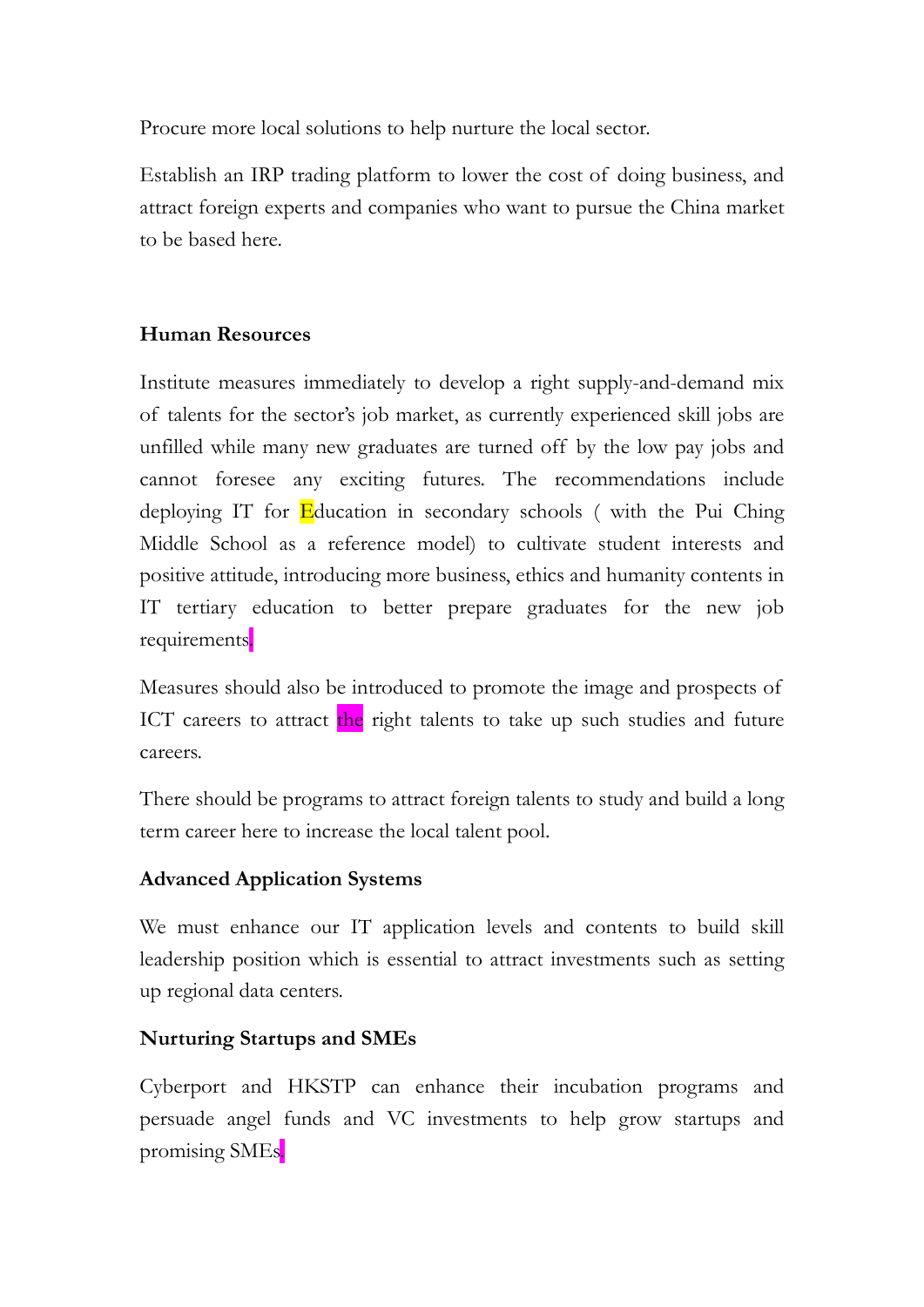Procure more local solutions to help nurture the local sector.

Establish an IRP trading platform to lower the cost of doing business, and attract foreign experts and companies who want to pursue the China market to be based here.

**Human Resources**

Institute measures immediately to develop a right supply-and-demand mix of talents for the sector's job market, as currently experienced skill jobs are unfilled while many new graduates are turned off by the low pay jobs and cannot foresee any exciting futures. The recommendations include deploying IT for Education in secondary schools ( with the Pui Ching Middle School as a reference model) to cultivate student interests and positive attitude, introducing more business, ethics and humanity contents in IT tertiary education to better prepare graduates for the new job requirements.

Measures should also be introduced to promote the image and prospects of ICT careers to attract the right talents to take up such studies and future careers.

There should be programs to attract foreign talents to study and build a long term career here to increase the local talent pool.

**Advanced Application Systems**

We must enhance our IT application levels and contents to build skill leadership position which is essential to attract investments such as setting up regional data centers.

**Nurturing Startups and SMEs**

Cyberport and HKSTP can enhance their incubation programs and persuade angel funds and VC investments to help grow startups and promising SMEs.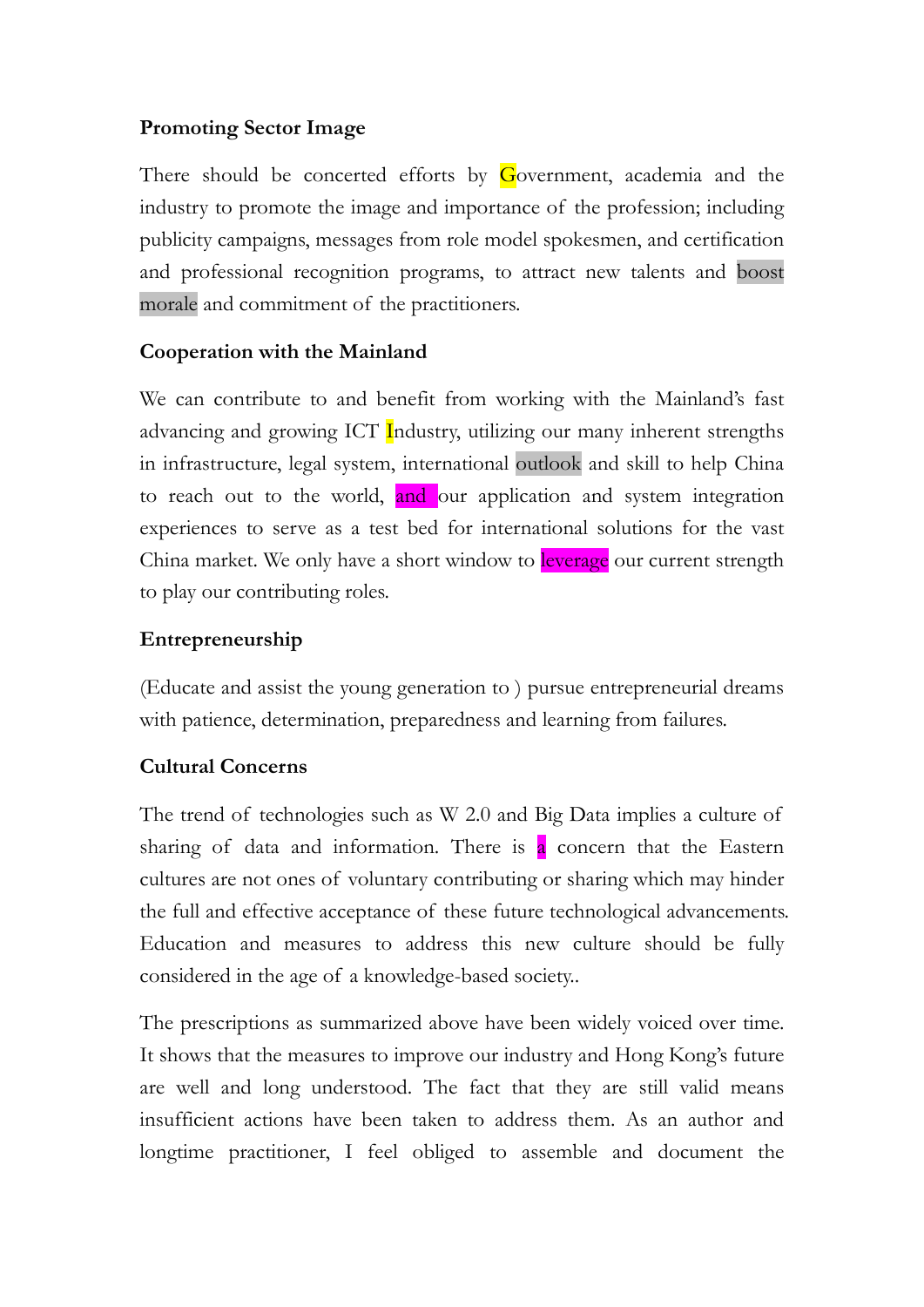**Promoting Sector Image**

There should be concerted efforts by Government, academia and the industry to promote the image and importance of the profession; including publicity campaigns, messages from role model spokesmen, and certification and professional recognition programs, to attract new talents and boost morale and commitment of the practitioners.

**Cooperation with the Mainland**

We can contribute to and benefit from working with the Mainland's fast advancing and growing ICT Industry, utilizing our many inherent strengths in infrastructure, legal system, international outlook and skill to help China to reach out to the world, and our application and system integration experiences to serve as a test bed for international solutions for the vast China market. We only have a short window to leverage our current strength to play our contributing roles.

**Entrepreneurship**

(Educate and assist the young generation to ) pursue entrepreneurial dreams with patience, determination, preparedness and learning from failures.

**Cultural Concerns**

The trend of technologies such as W 2.0 and Big Data implies a culture of sharing of data and information. There is a concern that the Eastern cultures are not ones of voluntary contributing or sharing which may hinder the full and effective acceptance of these future technological advancements. Education and measures to address this new culture should be fully considered in the age of a knowledge-based society..

The prescriptions as summarized above have been widely voiced over time. It shows that the measures to improve our industry and Hong Kong's future are well and long understood. The fact that they are still valid means insufficient actions have been taken to address them. As an author and longtime practitioner, I feel obliged to assemble and document the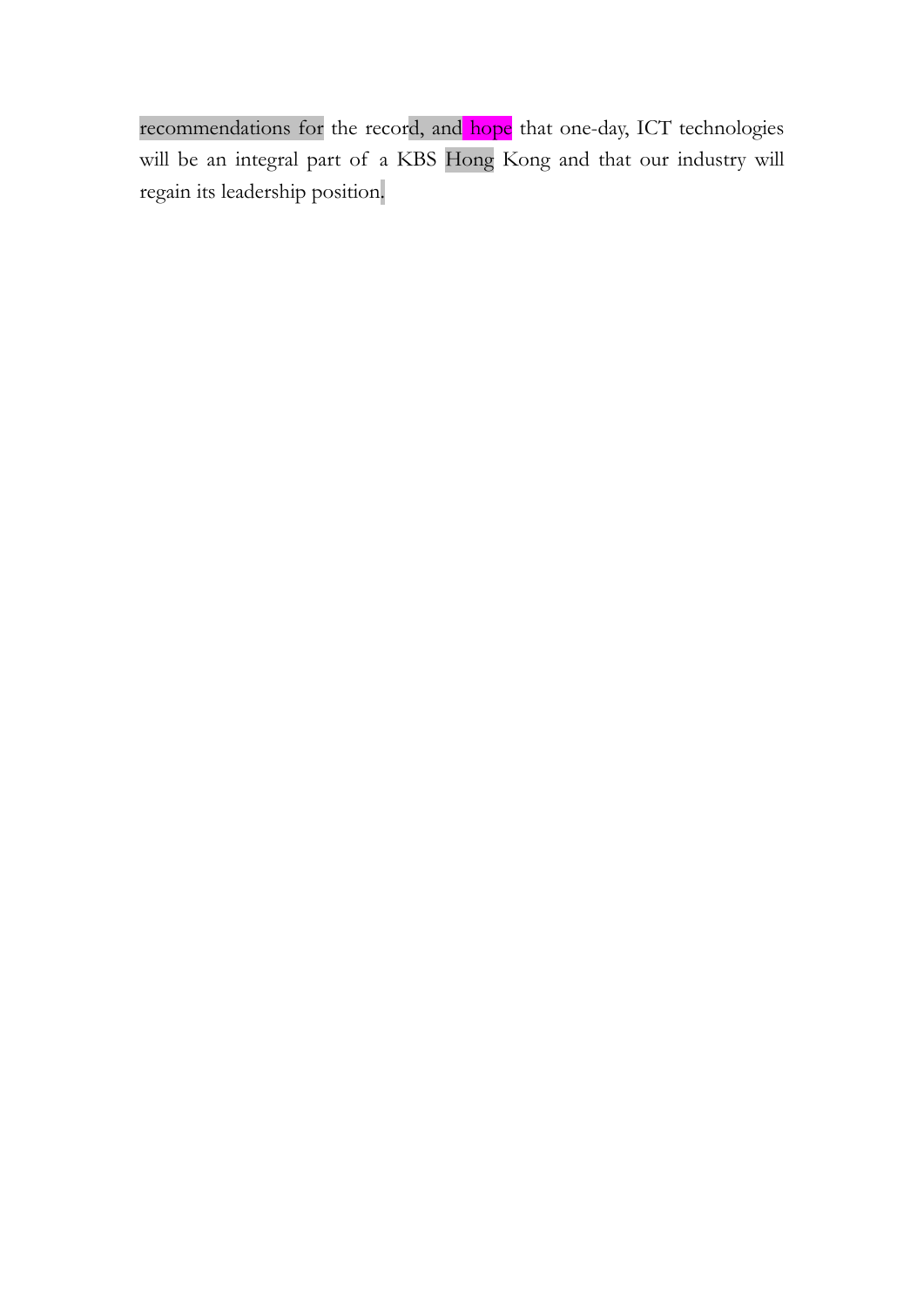recommendations for the record, and hope that one-day, ICT technologies will be an integral part of a KBS Hong Kong and that our industry will regain its leadership position.